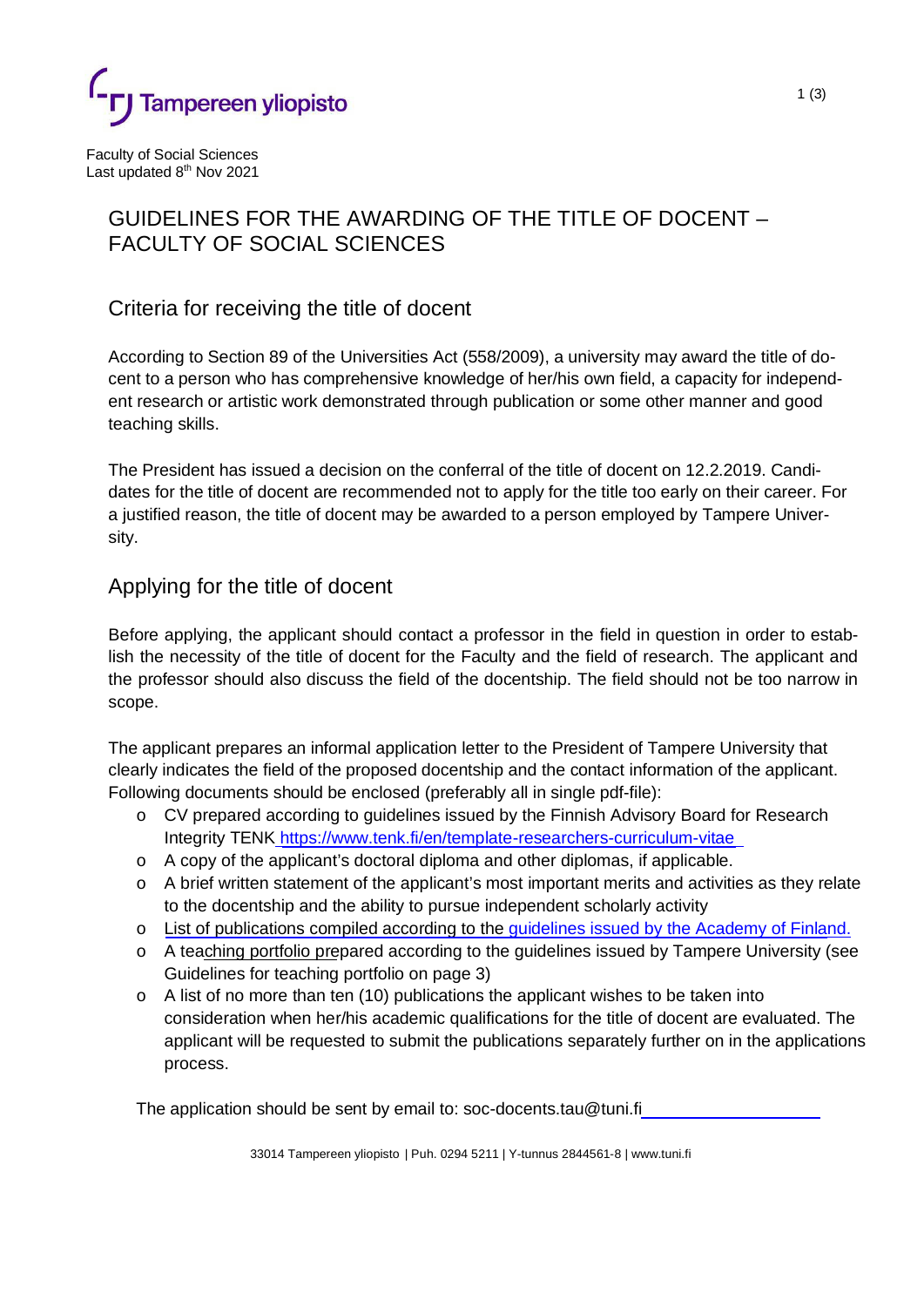Tampereen yliopisto

Faculty of Social Sciences
Last updated 8th Nov 2021

# GUIDELINES FOR THE AWARDING OF THE TITLE OF DOCENT – FACULTY OF SOCIAL SCIENCES

## Criteria for receiving the title of docent

According to Section 89 of the Universities Act (558/2009), a university may award the title of docent to a person who has comprehensive knowledge of her/his own field, a capacity for independent research or artistic work demonstrated through publication or some other manner and good teaching skills.

The President has issued a decision on the conferral of the title of docent on 12.2.2019. Candidates for the title of docent are recommended not to apply for the title too early on their career. For a justified reason, the title of docent may be awarded to a person employed by Tampere University.

## Applying for the title of docent

Before applying, the applicant should contact a professor in the field in question in order to establish the necessity of the title of docent for the Faculty and the field of research. The applicant and the professor should also discuss the field of the docentship. The field should not be too narrow in scope.

The applicant prepares an informal application letter to the President of Tampere University that clearly indicates the field of the proposed docentship and the contact information of the applicant. Following documents should be enclosed (preferably all in single pdf-file):

- CV prepared according to guidelines issued by the Finnish Advisory Board for Research Integrity TENK https://www.tenk.fi/en/template-researchers-curriculum-vitae
- A copy of the applicant's doctoral diploma and other diplomas, if applicable.
- A brief written statement of the applicant's most important merits and activities as they relate to the docentship and the ability to pursue independent scholarly activity
- List of publications compiled according to the guidelines issued by the Academy of Finland.
- A teaching portfolio prepared according to the guidelines issued by Tampere University (see Guidelines for teaching portfolio on page 3)
- A list of no more than ten (10) publications the applicant wishes to be taken into consideration when her/his academic qualifications for the title of docent are evaluated. The applicant will be requested to submit the publications separately further on in the applications process.

The application should be sent by email to: soc-docents.tau@tuni.fi

33014 Tampereen yliopisto | Puh. 0294 5211 | Y-tunnus 2844561-8 | www.tuni.fi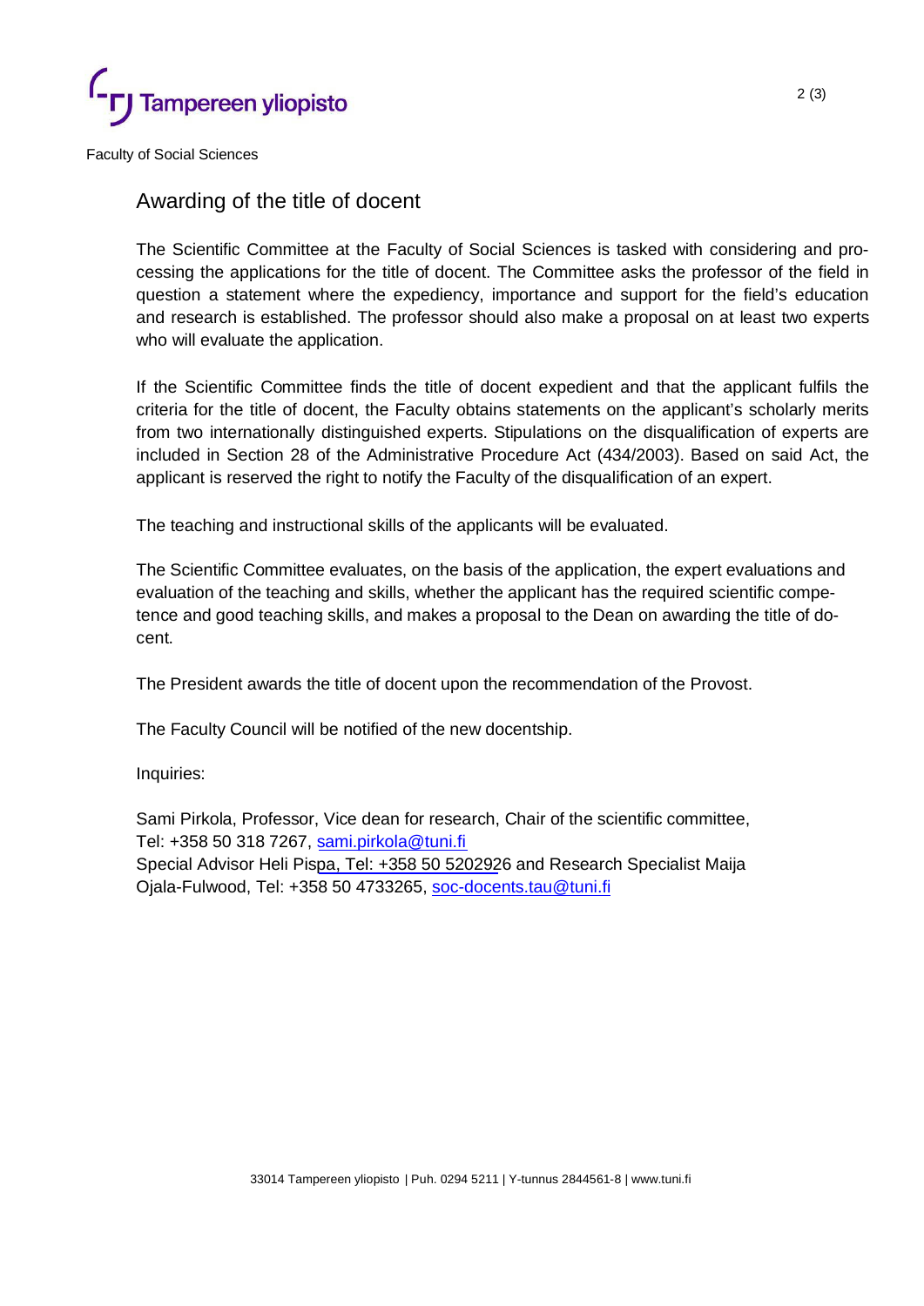Faculty of Social Sciences

## Awarding of the title of docent

The Scientific Committee at the Faculty of Social Sciences is tasked with considering and processing the applications for the title of docent. The Committee asks the professor of the field in question a statement where the expediency, importance and support for the field's education and research is established. The professor should also make a proposal on at least two experts who will evaluate the application.

If the Scientific Committee finds the title of docent expedient and that the applicant fulfils the criteria for the title of docent, the Faculty obtains statements on the applicant's scholarly merits from two internationally distinguished experts. Stipulations on the disqualification of experts are included in Section 28 of the Administrative Procedure Act (434/2003). Based on said Act, the applicant is reserved the right to notify the Faculty of the disqualification of an expert.

The teaching and instructional skills of the applicants will be evaluated.

The Scientific Committee evaluates, on the basis of the application, the expert evaluations and evaluation of the teaching and skills, whether the applicant has the required scientific competence and good teaching skills, and makes a proposal to the Dean on awarding the title of docent.

The President awards the title of docent upon the recommendation of the Provost.

The Faculty Council will be notified of the new docentship.

Inquiries:

Sami Pirkola, Professor, Vice dean for research, Chair of the scientific committee, Tel: +358 50 318 7267, sami.pirkola@tuni.fi
Special Advisor Heli Pispa, Tel: +358 50 5202926 and Research Specialist Maija Ojala-Fulwood, Tel: +358 50 4733265, soc-docents.tau@tuni.fi

33014 Tampereen yliopisto | Puh. 0294 5211 | Y-tunnus 2844561-8 | www.tuni.fi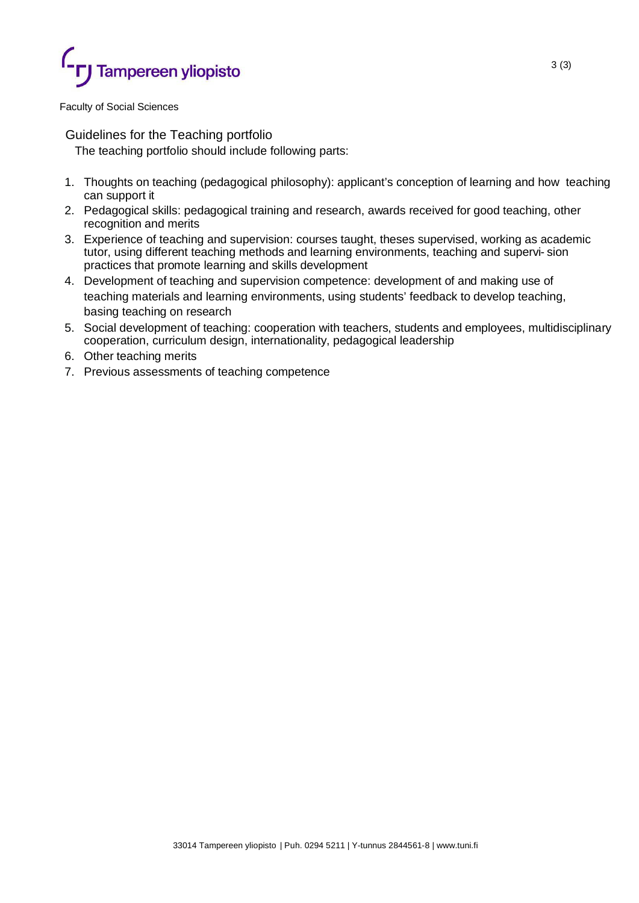Faculty of Social Sciences

## Guidelines for the Teaching portfolio

The teaching portfolio should include following parts:

1. Thoughts on teaching (pedagogical philosophy): applicant's conception of learning and how teaching can support it
2. Pedagogical skills: pedagogical training and research, awards received for good teaching, other recognition and merits
3. Experience of teaching and supervision: courses taught, theses supervised, working as academic tutor, using different teaching methods and learning environments, teaching and supervi- sion practices that promote learning and skills development
4. Development of teaching and supervision competence: development of and making use of teaching materials and learning environments, using students' feedback to develop teaching, basing teaching on research
5. Social development of teaching: cooperation with teachers, students and employees, multidisciplinary cooperation, curriculum design, internationality, pedagogical leadership
6. Other teaching merits
7. Previous assessments of teaching competence